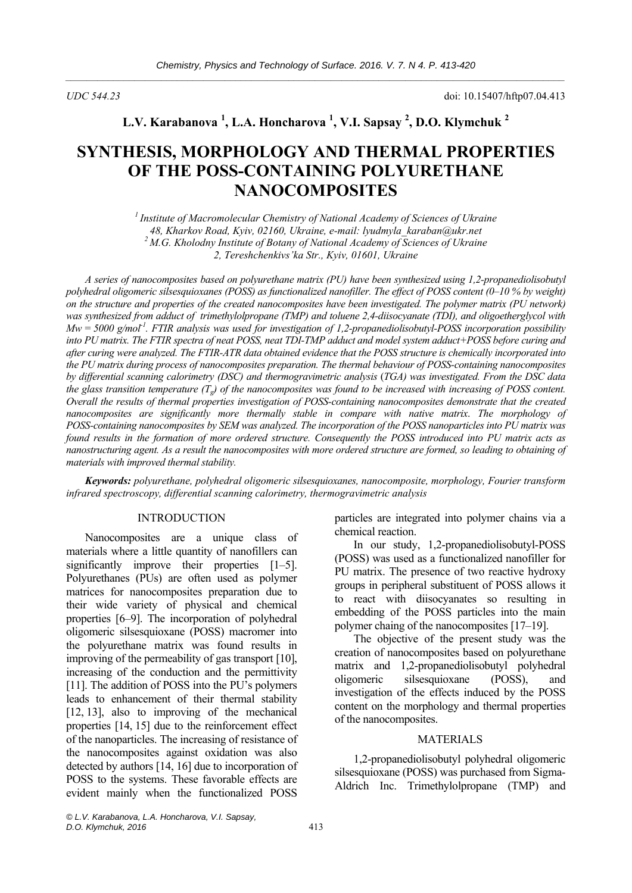UDC 544.23

doi: 10.15407/hftp07.04.413

**L.V. Karabanova [1], L.A. Honcharova [1], V.I. Sapsay [2], D.O. Klymchuk [2]**

# SYNTHESIS, MORPHOLOGY AND THERMAL PROPERTIES OF THE POSS-CONTAINING POLYURETHANE NANOCOMPOSITES

*[1] Institute of Macromolecular Chemistry of National Academy of Sciences of Ukraine 48, Kharkov Road, Kyiv, 02160, Ukraine, e-mail: lyudmyla_karaban@ukr.net*
*[2] M.G. Kholodny Institute of Botany of National Academy of Sciences of Ukraine 2, Tereshchenkivs'ka Str., Kyiv, 01601, Ukraine*

*A series of nanocomposites based on polyurethane matrix (PU) have been synthesized using 1,2-propanediolisobutyl polyhedral oligomeric silsesquioxanes (POSS) as functionalized nanofiller. The effect of POSS content (0–10 % by weight) on the structure and properties of the created nanocomposites have been investigated. The polymer matrix (PU network) was synthesized from adduct of trimethylolpropane (TMP) and toluene 2,4-diisocyanate (TDI), and oligoetherglycol with Mw = 5000 g/mol$^{-1}$. FTIR analysis was used for investigation of 1,2-propanediolisobutyl-POSS incorporation possibility into PU matrix. The FTIR spectra of neat POSS, neat TDI-TMP adduct and model system adduct+POSS before curing and after curing were analyzed. The FTIR-ATR data obtained evidence that the POSS structure is chemically incorporated into the PU matrix during process of nanocomposites preparation. The thermal behaviour of POSS-containing nanocomposites by differential scanning calorimetry (DSC) and thermogravimetric analysis (TGA) was investigated. From the DSC data the glass transition temperature ($T_g$) of the nanocomposites was found to be increased with increasing of POSS content. Overall the results of thermal properties investigation of POSS-containing nanocomposites demonstrate that the created nanocomposites are significantly more thermally stable in compare with native matrix. The morphology of POSS-containing nanocomposites by SEM was analyzed. The incorporation of the POSS nanoparticles into PU matrix was found results in the formation of more ordered structure. Consequently the POSS introduced into PU matrix acts as nanostructuring agent. As a result the nanocomposites with more ordered structure are formed, so leading to obtaining of materials with improved thermal stability.*

***Keywords:*** *polyurethane, polyhedral oligomeric silsesquioxanes, nanocomposite, morphology, Fourier transform infrared spectroscopy, differential scanning calorimetry, thermogravimetric analysis*

## INTRODUCTION

Nanocomposites are a unique class of materials where a little quantity of nanofillers can significantly improve their properties [1–5]. Polyurethanes (PUs) are often used as polymer matrices for nanocomposites preparation due to their wide variety of physical and chemical properties [6–9]. The incorporation of polyhedral oligomeric silsesquioxane (POSS) macromer into the polyurethane matrix was found results in improving of the permeability of gas transport [10], increasing of the conduction and the permittivity [11]. The addition of POSS into the PU's polymers leads to enhancement of their thermal stability [12, 13], also to improving of the mechanical properties [14, 15] due to the reinforcement effect of the nanoparticles. The increasing of resistance of the nanocomposites against oxidation was also detected by authors [14, 16] due to incorporation of POSS to the systems. These favorable effects are evident mainly when the functionalized POSS particles are integrated into polymer chains via a chemical reaction.

In our study, 1,2-propanediolisobutyl-POSS (POSS) was used as a functionalized nanofiller for PU matrix. The presence of two reactive hydroxy groups in peripheral substituent of POSS allows it to react with diisocyanates so resulting in embedding of the POSS particles into the main polymer chaing of the nanocomposites [17–19].

The objective of the present study was the creation of nanocomposites based on polyurethane matrix and 1,2-propanediolisobutyl polyhedral oligomeric silsesquioxane (POSS), and investigation of the effects induced by the POSS content on the morphology and thermal properties of the nanocomposites.

## MATERIALS

1,2-propanediolisobutyl polyhedral oligomeric silsesquioxane (POSS) was purchased from Sigma-Aldrich Inc. Trimethylolpropane (TMP) and

© L.V. Karabanova, L.A. Honcharova, V.I. Sapsay, D.O. Klymchuk, 2016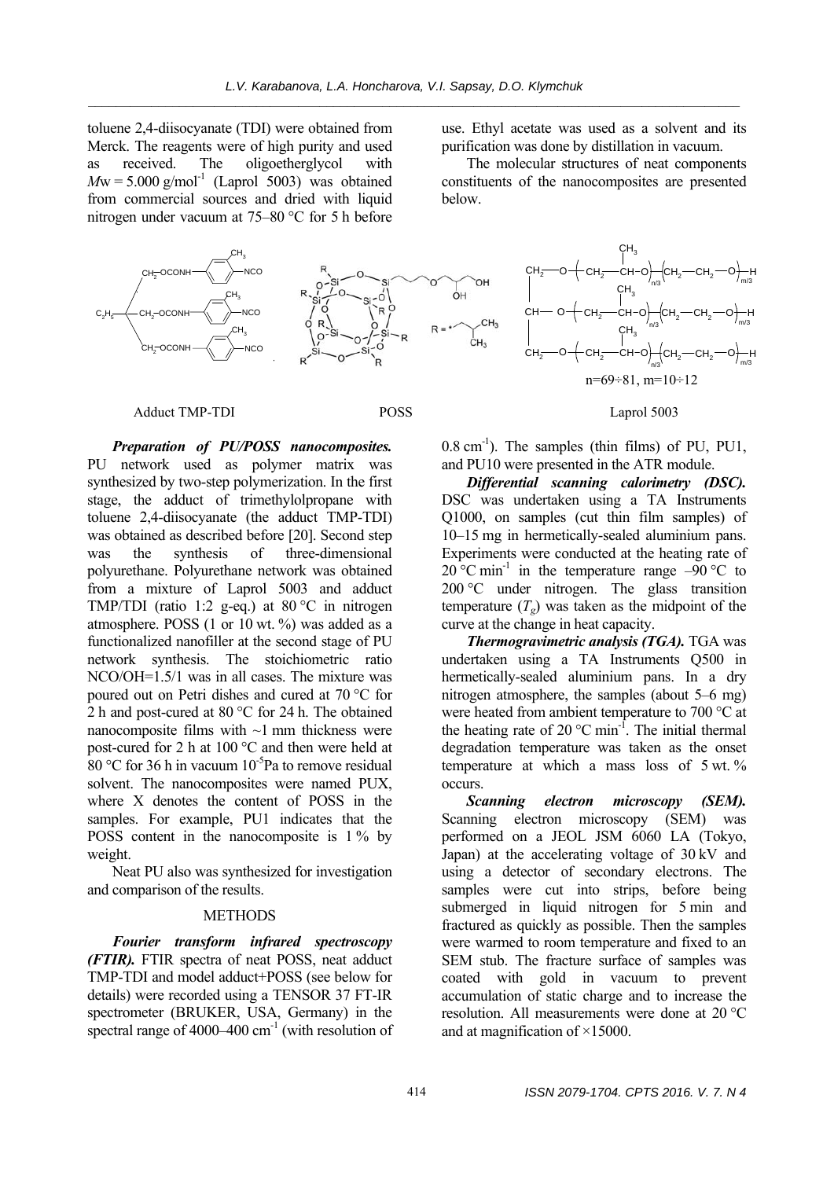toluene 2,4-diisocyanate (TDI) were obtained from Merck. The reagents were of high purity and used as received. The oligoetherglycol with $M$w = 5.000 g/mol$^{-1}$ (Laprol 5003) was obtained from commercial sources and dried with liquid nitrogen under vacuum at 75–80 °C for 5 h before use. Ethyl acetate was used as a solvent and its purification was done by distillation in vacuum.

The molecular structures of neat components constituents of the nanocomposites are presented below.

n=69÷81, m=10÷12

Adduct TMP-TDI                POSS                Laprol 5003

***Preparation of PU/POSS nanocomposites.*** PU network used as polymer matrix was synthesized by two-step polymerization. In the first stage, the adduct of trimethylolpropane with toluene 2,4-diisocyanate (the adduct TMP-TDI) was obtained as described before [20]. Second step was the synthesis of three-dimensional polyurethane. Polyurethane network was obtained from a mixture of Laprol 5003 and adduct TMP/TDI (ratio 1:2 g-eq.) at 80 °C in nitrogen atmosphere. POSS (1 or 10 wt. %) was added as a functionalized nanofiller at the second stage of PU network synthesis. The stoichiometric ratio NCO/OH=1.5/1 was in all cases. The mixture was poured out on Petri dishes and cured at 70 °C for 2 h and post-cured at 80 °C for 24 h. The obtained nanocomposite films with ~1 mm thickness were post-cured for 2 h at 100 °C and then were held at 80 °C for 36 h in vacuum $10^{-5}$Pa to remove residual solvent. The nanocomposites were named PUX, where X denotes the content of POSS in the samples. For example, PU1 indicates that the POSS content in the nanocomposite is 1 % by weight.

Neat PU also was synthesized for investigation and comparison of the results.

## METHODS

***Fourier transform infrared spectroscopy (FTIR).*** FTIR spectra of neat POSS, neat adduct TMP-TDI and model adduct+POSS (see below for details) were recorded using a TENSOR 37 FT-IR spectrometer (BRUKER, USA, Germany) in the spectral range of 4000–400 cm$^{-1}$ (with resolution of 0.8 cm$^{-1}$). The samples (thin films) of PU, PU1, and PU10 were presented in the ATR module.

***Differential scanning calorimetry (DSC).*** DSC was undertaken using a TA Instruments Q1000, on samples (cut thin film samples) of 10–15 mg in hermetically-sealed aluminium pans. Experiments were conducted at the heating rate of 20 °C min$^{-1}$ in the temperature range –90 °C to 200 °C under nitrogen. The glass transition temperature ($T_g$) was taken as the midpoint of the curve at the change in heat capacity.

***Thermogravimetric analysis (TGA).*** TGA was undertaken using a TA Instruments Q500 in hermetically-sealed aluminium pans. In a dry nitrogen atmosphere, the samples (about 5–6 mg) were heated from ambient temperature to 700 °C at the heating rate of 20 °C min$^{-1}$. The initial thermal degradation temperature was taken as the onset temperature at which a mass loss of 5 wt. % occurs.

***Scanning electron microscopy (SEM).*** Scanning electron microscopy (SEM) was performed on a JEOL JSM 6060 LA (Tokyo, Japan) at the accelerating voltage of 30 kV and using a detector of secondary electrons. The samples were cut into strips, before being submerged in liquid nitrogen for 5 min and fractured as quickly as possible. Then the samples were warmed to room temperature and fixed to an SEM stub. The fracture surface of samples was coated with gold in vacuum to prevent accumulation of static charge and to increase the resolution. All measurements were done at 20 °C and at magnification of ×15000.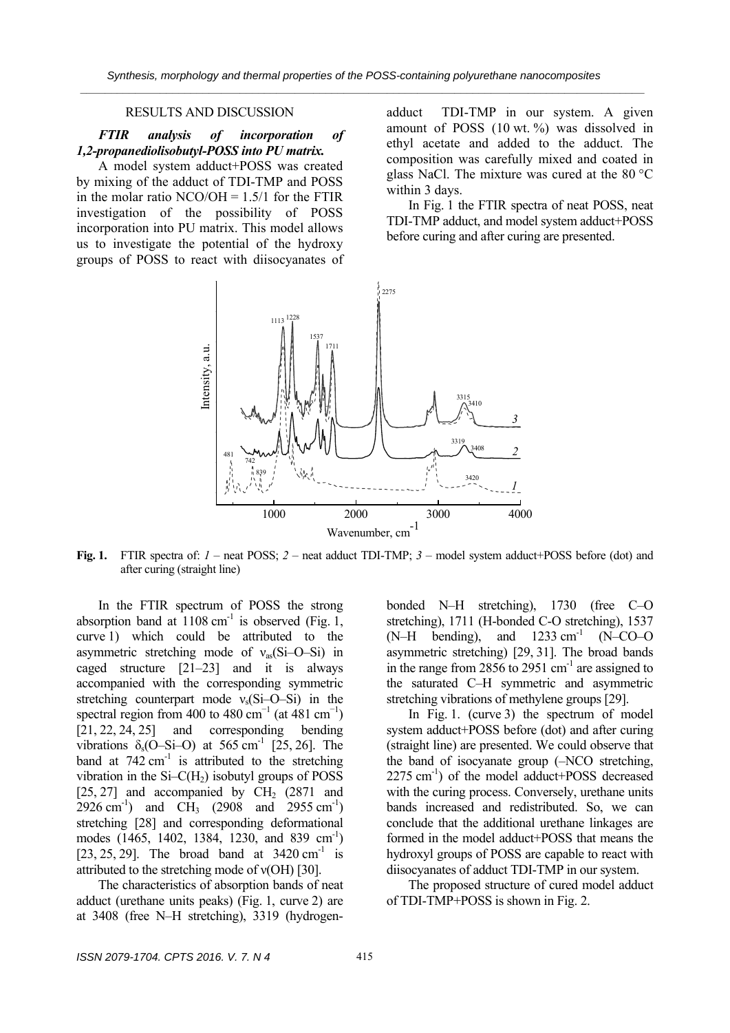## RESULTS AND DISCUSSION

### *FTIR analysis of incorporation of 1,2-propanediolisobutyl-POSS into PU matrix.*

A model system adduct+POSS was created by mixing of the adduct of TDI-TMP and POSS in the molar ratio NCO/OH = 1.5/1 for the FTIR investigation of the possibility of POSS incorporation into PU matrix. This model allows us to investigate the potential of the hydroxy groups of POSS to react with diisocyanates of adduct TDI-TMP in our system. A given amount of POSS (10 wt. %) was dissolved in ethyl acetate and added to the adduct. The composition was carefully mixed and coated in glass NaCl. The mixture was cured at the 80 °C within 3 days.

In Fig. 1 the FTIR spectra of neat POSS, neat TDI-TMP adduct, and model system adduct+POSS before curing and after curing are presented.

Intensity, a.u.

Wavenumber, cm$^{-1}$

1000 2000 3000 4000

2275 1113 1228 1537 1711 3315 3410 3 3319 3408 2 481 742 839 3420 1

**Fig. 1.** FTIR spectra of: *1* – neat POSS; *2* – neat adduct TDI-TMP; *3* – model system adduct+POSS before (dot) and after curing (straight line)

In the FTIR spectrum of POSS the strong absorption band at 1108 cm$^{-1}$ is observed (Fig. 1, curve 1) which could be attributed to the asymmetric stretching mode of $\nu_{as}$(Si–O–Si) in caged structure [21–23] and it is always accompanied with the corresponding symmetric stretching counterpart mode $\nu_s$(Si–O–Si) in the spectral region from 400 to 480 cm$^{-1}$ (at 481 cm$^{-1}$) [21, 22, 24, 25] and corresponding bending vibrations $\delta_s$(O–Si–O) at 565 cm$^{-1}$ [25, 26]. The band at 742 cm$^{-1}$ is attributed to the stretching vibration in the Si–C($H_2$) isobutyl groups of POSS [25, 27] and accompanied by $CH_2$ (2871 and 2926 cm$^{-1}$) and $CH_3$ (2908 and 2955 cm$^{-1}$) stretching [28] and corresponding deformational modes (1465, 1402, 1384, 1230, and 839 cm$^{-1}$) [23, 25, 29]. The broad band at 3420 cm$^{-1}$ is attributed to the stretching mode of $\nu$(OH) [30].

The characteristics of absorption bands of neat adduct (urethane units peaks) (Fig. 1, curve 2) are at 3408 (free N–H stretching), 3319 (hydrogen-bonded N–H stretching), 1730 (free C–O stretching), 1711 (H-bonded C-O stretching), 1537 (N–H bending), and 1233 cm$^{-1}$ (N–CO–O asymmetric stretching) [29, 31]. The broad bands in the range from 2856 to 2951 cm$^{-1}$ are assigned to the saturated C–H symmetric and asymmetric stretching vibrations of methylene groups [29].

In Fig. 1. (curve 3) the spectrum of model system adduct+POSS before (dot) and after curing (straight line) are presented. We could observe that the band of isocyanate group (–NCO stretching, 2275 cm$^{-1}$) of the model adduct+POSS decreased with the curing process. Conversely, urethane units bands increased and redistributed. So, we can conclude that the additional urethane linkages are formed in the model adduct+POSS that means the hydroxyl groups of POSS are capable to react with diisocyanates of adduct TDI-TMP in our system.

The proposed structure of cured model adduct of TDI-TMP+POSS is shown in Fig. 2.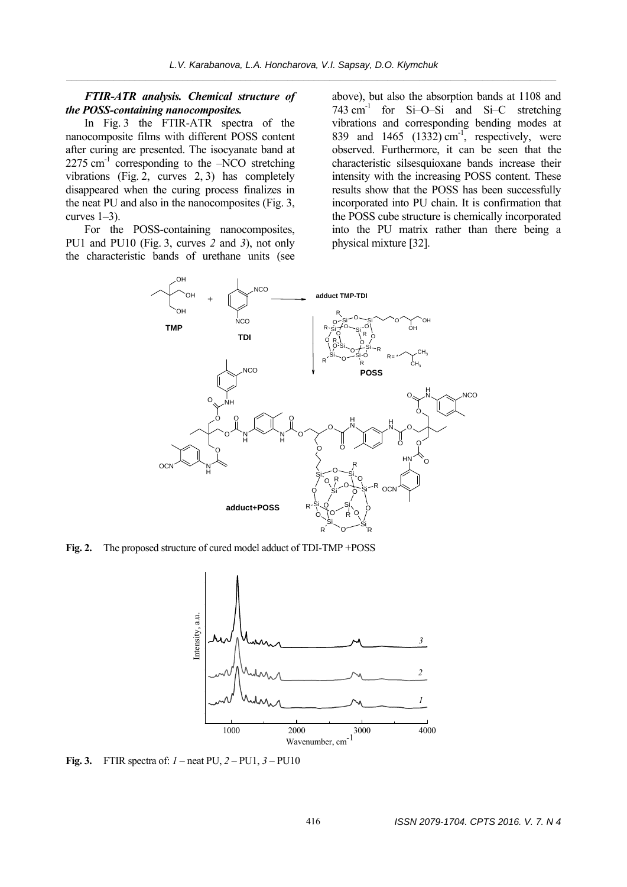***FTIR-ATR analysis. Chemical structure of the POSS-containing nanocomposites.***

In Fig. 3 the FTIR-ATR spectra of the nanocomposite films with different POSS content after curing are presented. The isocyanate band at 2275 cm$^{-1}$ corresponding to the –NCO stretching vibrations (Fig. 2, curves 2, 3) has completely disappeared when the curing process finalizes in the neat PU and also in the nanocomposites (Fig. 3, curves 1–3).

For the POSS-containing nanocomposites, PU1 and PU10 (Fig. 3, curves *2* and *3*), not only the characteristic bands of urethane units (see above), but also the absorption bands at 1108 and 743 cm$^{-1}$ for Si–O–Si and Si–C stretching vibrations and corresponding bending modes at 839 and 1465 (1332) cm$^{-1}$, respectively, were observed. Furthermore, it can be seen that the characteristic silsesquioxane bands increase their intensity with the increasing POSS content. These results show that the POSS has been successfully incorporated into PU chain. It is confirmation that the POSS cube structure is chemically incorporated into the PU matrix rather than there being a physical mixture [32].

TMP + TDI → adduct TMP-TDI

POSS

R =

adduct+POSS

**Fig. 2.** The proposed structure of cured model adduct of TDI-TMP +POSS

Intensity, a.u.

Wavenumber, cm$^{-1}$

1000 2000 3000 4000

3

2

1

**Fig. 3.** FTIR spectra of: *1* – neat PU, *2* – PU1, *3* – PU10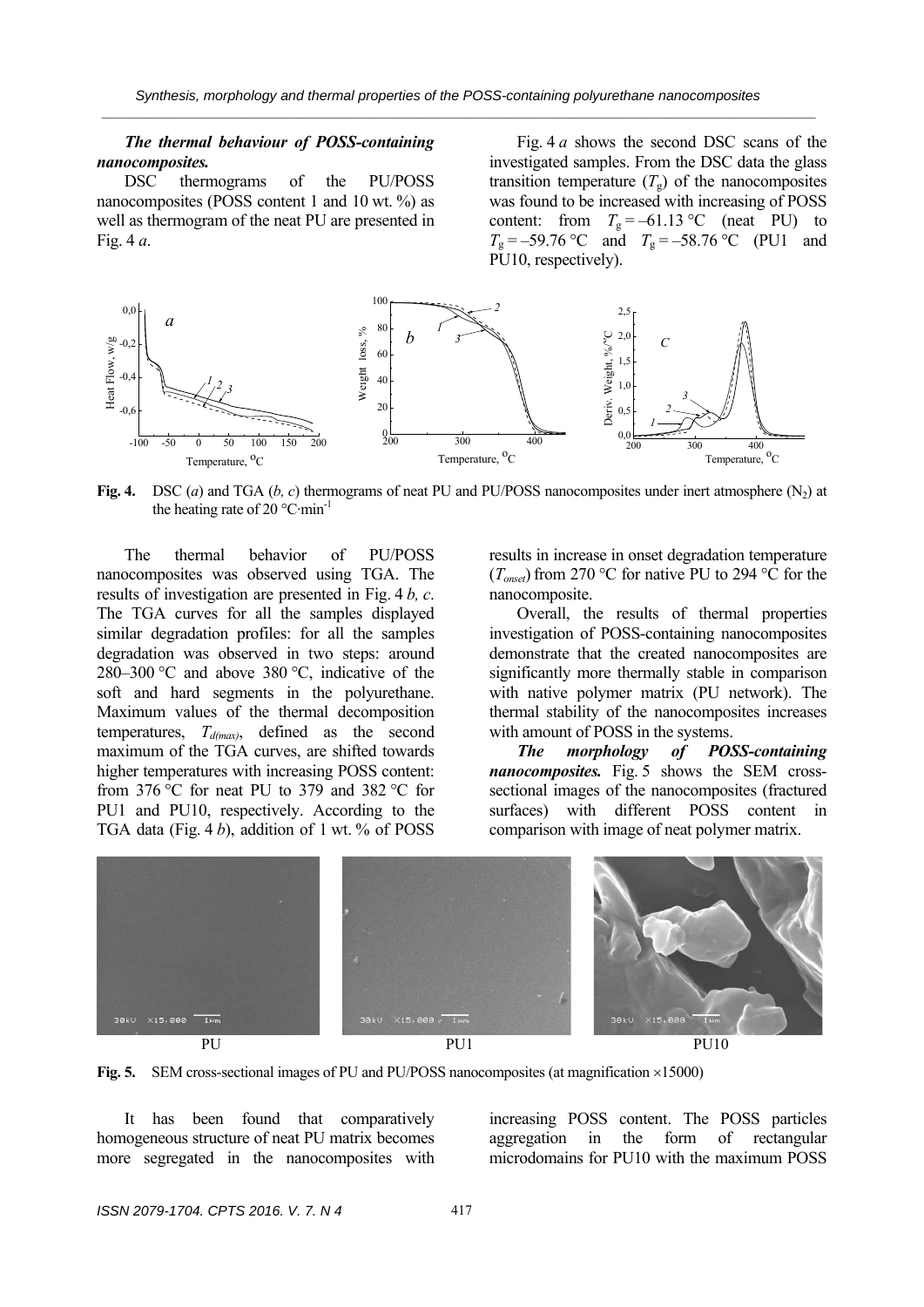***The thermal behaviour of POSS-containing nanocomposites.***

DSC thermograms of the PU/POSS nanocomposites (POSS content 1 and 10 wt. %) as well as thermogram of the neat PU are presented in Fig. 4 *a*.

Fig. 4 *a* shows the second DSC scans of the investigated samples. From the DSC data the glass transition temperature ($T_g$) of the nanocomposites was found to be increased with increasing of POSS content: from $T_g = -61.13$ °C (neat PU) to $T_g = -59.76$ °C and $T_g = -58.76$ °C (PU1 and PU10, respectively).

a
Heat Flow, w/g
0,0
-0,2
-0,4
-0,6
-100 -50 0 50 100 150 200
Temperature, °C
1 2 3

b
Weight loss, %
100
80
60
40
20
0
200 300 400
Temperature, °C
1 2 3

C
Deriv. Weight, %/°C
2,5
2,0
1,5
1,0
0,5
0,0
200 300 400
Temperature, °C
1 2 3

**Fig. 4.** DSC (*a*) and TGA (*b, c*) thermograms of neat PU and PU/POSS nanocomposites under inert atmosphere ($N_2$) at the heating rate of 20 °C·min$^{-1}$

The thermal behavior of PU/POSS nanocomposites was observed using TGA. The results of investigation are presented in Fig. 4 *b, c*. The TGA curves for all the samples displayed similar degradation profiles: for all the samples degradation was observed in two steps: around 280–300 °C and above 380 °C, indicative of the soft and hard segments in the polyurethane. Maximum values of the thermal decomposition temperatures, $T_{d(max)}$, defined as the second maximum of the TGA curves, are shifted towards higher temperatures with increasing POSS content: from 376 °C for neat PU to 379 and 382 °C for PU1 and PU10, respectively. According to the TGA data (Fig. 4 *b*), addition of 1 wt. % of POSS results in increase in onset degradation temperature ($T_{onset}$) from 270 °C for native PU to 294 °C for the nanocomposite.

Overall, the results of thermal properties investigation of POSS-containing nanocomposites demonstrate that the created nanocomposites are significantly more thermally stable in comparison with native polymer matrix (PU network). The thermal stability of the nanocomposites increases with amount of POSS in the systems.

***The morphology of POSS-containing nanocomposites.*** Fig. 5 shows the SEM cross-sectional images of the nanocomposites (fractured surfaces) with different POSS content in comparison with image of neat polymer matrix.

PU PU1 PU10

**Fig. 5.** SEM cross-sectional images of PU and PU/POSS nanocomposites (at magnification ×15000)

It has been found that comparatively homogeneous structure of neat PU matrix becomes more segregated in the nanocomposites with increasing POSS content. The POSS particles aggregation in the form of rectangular microdomains for PU10 with the maximum POSS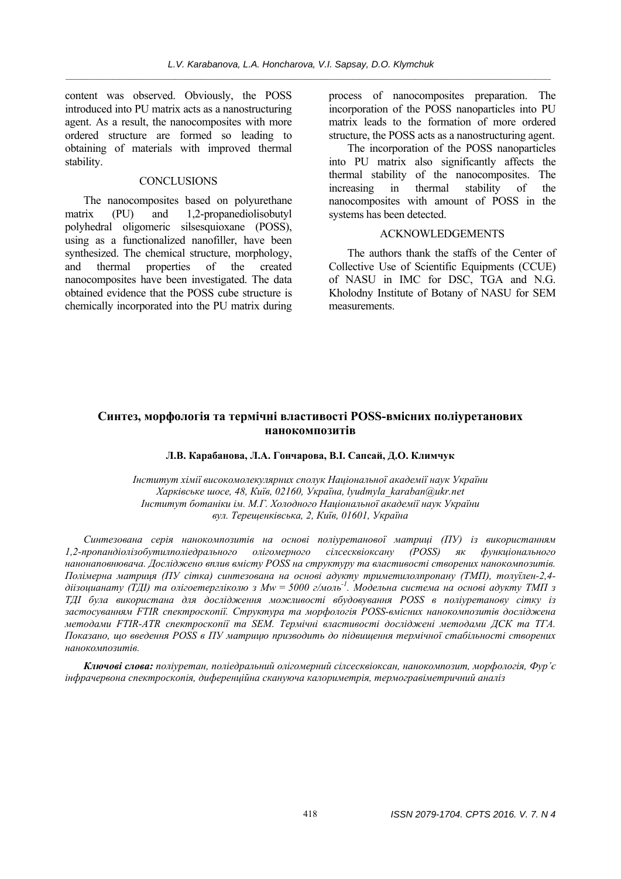content was observed. Obviously, the POSS introduced into PU matrix acts as a nanostructuring agent. As a result, the nanocomposites with more ordered structure are formed so leading to obtaining of materials with improved thermal stability.

## CONCLUSIONS

The nanocomposites based on polyurethane matrix (PU) and 1,2-propanediolisobutyl polyhedral oligomeric silsesquioxane (POSS), using as a functionalized nanofiller, have been synthesized. The chemical structure, morphology, and thermal properties of the created nanocomposites have been investigated. The data obtained evidence that the POSS cube structure is chemically incorporated into the PU matrix during process of nanocomposites preparation. The incorporation of the POSS nanoparticles into PU matrix leads to the formation of more ordered structure, the POSS acts as a nanostructuring agent.

The incorporation of the POSS nanoparticles into PU matrix also significantly affects the thermal stability of the nanocomposites. The increasing in thermal stability of the nanocomposites with amount of POSS in the systems has been detected.

## ACKNOWLEDGEMENTS

The authors thank the staffs of the Center of Collective Use of Scientific Equipments (CCUE) of NASU in IMC for DSC, TGA and N.G. Kholodny Institute of Botany of NASU for SEM measurements.

# Синтез, морфологія та термічні властивості POSS-вмісних поліуретанових нанокомпозитів

**Л.В. Карабанова, Л.А. Гончарова, В.І. Сапсай, Д.О. Климчук**

*Інститут хімії високомолекулярних сполук Національної академії наук України*
*Харківське шосе, 48, Київ, 02160, Україна, lyudmyla_karaban@ukr.net*
*Інститут ботаніки ім. М.Г. Холодного Національної академії наук України*
*вул. Терещенківська, 2, Київ, 01601, Україна*

*Синтезована серія нанокомпозитів на основі поліуретанової матриці (ПУ) із використанням 1,2-пропандіолізобутилполіедрального олігомерного сілсесквіоксану (POSS) як функціонального нанонаповнювача. Досліджено вплив вмісту POSS на структуру та властивості створених нанокомпозитів. Полімерна матриця (ПУ сітка) синтезована на основі адукту триметилолпропану (ТМП), толуїлен-2,4-діізоцианату (ТДІ) та олігоетергліколю з Mw = 5000 г/моль*$^{-1}$*. Модельна система на основі адукту ТМП з ТДІ була використана для дослідження можливості вбудовування POSS в поліуретанову сітку із застосуванням FTIR спектроскопії. Структура та морфологія POSS-вмісних нанокомпозитів досліджена методами FTIR-ATR спектроскопії та SEM. Термічні властивості досліджені методами ДСК та ТГА. Показано, що введення POSS в ПУ матрицю призводить до підвищення термічної стабільності створених нанокомпозитів.*

***Ключові слова:*** *поліуретан, поліедральний олігомерний сілсесквіоксан, нанокомпозит, морфологія, Фур'є інфрачервона спектроскопія, диференційна скануюча калориметрія, термогравіметричний аналіз*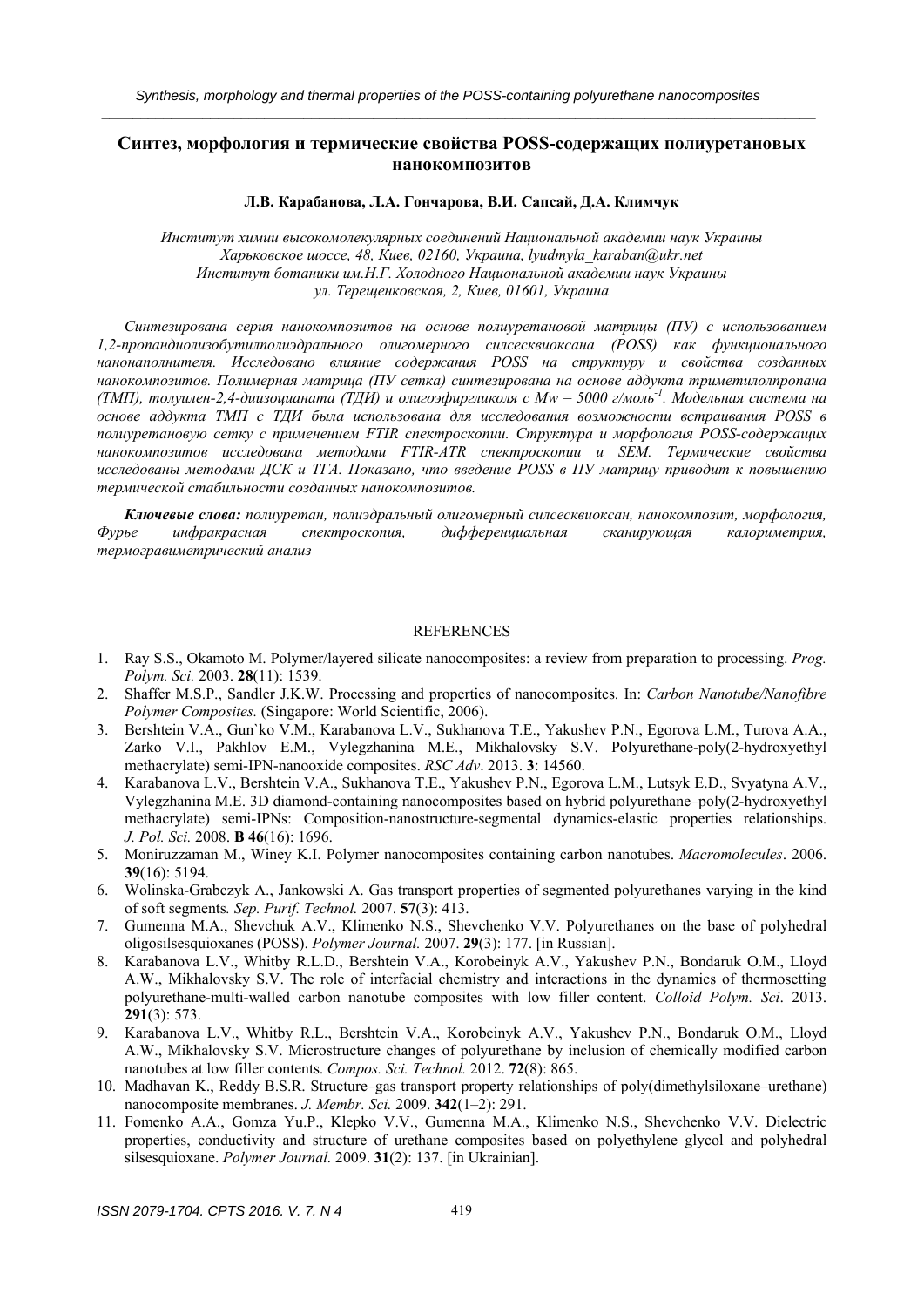# Синтез, морфология и термические свойства POSS-содержащих полиуретановых нанокомпозитов

**Л.В. Карабанова, Л.А. Гончарова, В.И. Сапсай, Д.А. Климчук**

*Институт химии высокомолекулярных соединений Национальной академии наук Украины*
*Харьковское шоссе, 48, Киев, 02160, Украина, lyudmyla_karaban@ukr.net*
*Институт ботаники им.Н.Г. Холодного Национальной академии наук Украины*
*ул. Терещенковская, 2, Киев, 01601, Украина*

*Синтезирована серия нанокомпозитов на основе полиуретановой матрицы (ПУ) с использованием 1,2-пропандиолизобутилполиэдрального олигомерного силсесквиоксана (POSS) как функционального нанонаполнителя. Исследовано влияние содержания POSS на структуру и свойства созданных нанокомпозитов. Полимерная матрица (ПУ сетка) синтезирована на основе аддукта триметилолпропана (ТМП), толуилен-2,4-диизоцианата (ТДИ) и олигоэфиргликоля с Mw = 5000 г/моль$^{-1}$. Модельная система на основе аддукта ТМП с ТДИ была использована для исследования возможности встраивания POSS в полиуретановую сетку с применением FTIR спектроскопии. Структура и морфология POSS-содержащих нанокомпозитов исследована методами FTIR-ATR спектроскопии и SEM. Термические свойства исследованы методами ДСК и ТГА. Показано, что введение POSS в ПУ матрицу приводит к повышению термической стабильности созданных нанокомпозитов.*

***Ключевые слова:*** *полиуретан, полиэдральный олигомерный силсесквиоксан, нанокомпозит, морфология, Фурье инфракрасная спектроскопия, дифференциальная сканирующая калориметрия, термогравиметрический анализ*

## REFERENCES

1. Ray S.S., Okamoto M. Polymer/layered silicate nanocomposites: a review from preparation to processing. *Prog. Polym. Sci.* 2003. **28**(11): 1539.
2. Shaffer M.S.P., Sandler J.K.W. Processing and properties of nanocomposites. In: *Carbon Nanotube/Nanofibre Polymer Composites.* (Singapore: World Scientific, 2006).
3. Bershtein V.A., Gun`ko V.M., Karabanova L.V., Sukhanova T.E., Yakushev P.N., Egorova L.M., Turova A.A., Zarko V.I., Pakhlov E.M., Vylegzhanina M.E., Mikhalovsky S.V. Polyurethane-poly(2-hydroxyethyl methacrylate) semi-IPN-nanooxide composites. *RSC Adv*. 2013. **3**: 14560.
4. Karabanova L.V., Bershtein V.A., Sukhanova T.E., Yakushev P.N., Egorova L.M., Lutsyk E.D., Svyatyna A.V., Vylegzhanina M.E. 3D diamond-containing nanocomposites based on hybrid polyurethane–poly(2-hydroxyethyl methacrylate) semi-IPNs: Composition-nanostructure-segmental dynamics-elastic properties relationships. *J. Pol. Sci.* 2008. **B 46**(16): 1696.
5. Moniruzzaman M., Winey K.I. Polymer nanocomposites containing carbon nanotubes. *Macromolecules*. 2006. **39**(16): 5194.
6. Wolinska-Grabczyk A., Jankowski A. Gas transport properties of segmented polyurethanes varying in the kind of soft segments*. Sep. Purif. Technol.* 2007. **57**(3): 413.
7. Gumenna M.A., Shevchuk A.V., Klimenko N.S., Shevchenko V.V. Polyurethanes on the base of polyhedral oligosilsesquioxanes (POSS). *Polymer Journal.* 2007. **29**(3): 177. [in Russian].
8. Karabanova L.V., Whitby R.L.D., Bershtein V.A., Korobeinyk A.V., Yakushev P.N., Bondaruk O.M., Lloyd A.W., Mikhalovsky S.V. The role of interfacial chemistry and interactions in the dynamics of thermosetting polyurethane-multi-walled carbon nanotube composites with low filler content. *Colloid Polym. Sci*. 2013. **291**(3): 573.
9. Karabanova L.V., Whitby R.L., Bershtein V.A., Korobeinyk A.V., Yakushev P.N., Bondaruk O.M., Lloyd A.W., Mikhalovsky S.V. Microstructure changes of polyurethane by inclusion of chemically modified carbon nanotubes at low filler contents. *Compos. Sci. Technol.* 2012. **72**(8): 865.
10. Madhavan K., Reddy B.S.R. Structure–gas transport property relationships of poly(dimethylsiloxane–urethane) nanocomposite membranes. *J. Membr. Sci.* 2009. **342**(1–2): 291.
11. Fomenko A.A., Gomza Yu.P., Klepko V.V., Gumenna M.A., Klimenko N.S., Shevchenko V.V. Dielectric properties, conductivity and structure of urethane composites based on polyethylene glycol and polyhedral silsesquioxane. *Polymer Journal.* 2009. **31**(2): 137. [in Ukrainian].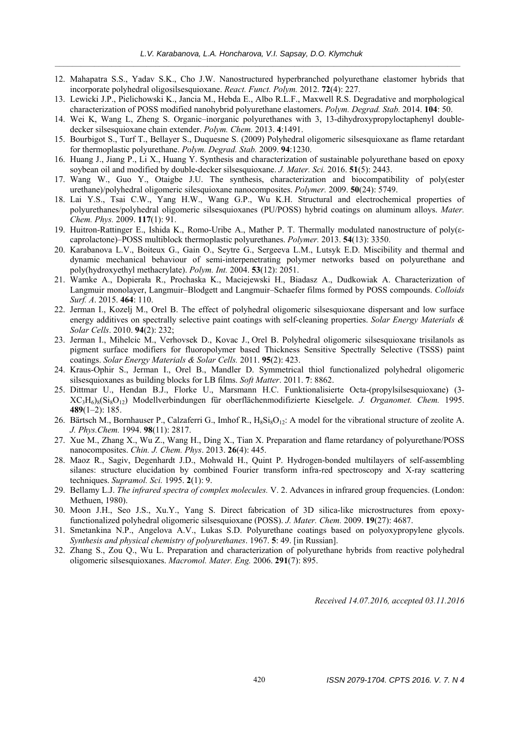12. Mahapatra S.S., Yadav S.K., Cho J.W. Nanostructured hyperbranched polyurethane elastomer hybrids that incorporate polyhedral oligosilsesquioxane. *React. Funct. Polym.* 2012. **72**(4): 227.
13. Lewicki J.P., Pielichowski K., Jancia M., Hebda E., Albo R.L.F., Maxwell R.S. Degradative and morphological characterization of POSS modified nanohybrid polyurethane elastomers. *Polym. Degrad. Stab.* 2014. **104**: 50.
14. Wei K, Wang L, Zheng S. Organic–inorganic polyurethanes with 3, 13-dihydroxypropyloctaphenyl double-decker silsesquioxane chain extender. *Polym. Chem.* 2013. **4**:1491.
15. Bourbigot S., Turf T., Bellayer S., Duquesne S. (2009) Polyhedral oligomeric silsesquioxane as flame retardant for thermoplastic polyurethane. *Polym. Degrad. Stab.* 2009. **94**:1230.
16. Huang J., Jiang P., Li X., Huang Y. Synthesis and characterization of sustainable polyurethane based on epoxy soybean oil and modified by double-decker silsesquioxane. *J. Mater. Sci.* 2016. **51**(5): 2443.
17. Wang W., Guo Y., Otaigbe J.U. The synthesis, characterization and biocompatibility of poly(ester urethane)/polyhedral oligomeric silesquioxane nanocomposites. *Polymer.* 2009. **50**(24): 5749.
18. Lai Y.S., Tsai C.W., Yang H.W., Wang G.P., Wu K.H. Structural and electrochemical properties of polyurethanes/polyhedral oligomeric silsesquioxanes (PU/POSS) hybrid coatings on aluminum alloys. *Mater. Chem. Phys.* 2009. **117**(1): 91.
19. Huitron-Rattinger E., Ishida K., Romo-Uribe A., Mather P. T. Thermally modulated nanostructure of poly(ε-caprolactone)–POSS multiblock thermoplastic polyurethanes. *Polymer.* 2013. **54**(13): 3350.
20. Karabanova L.V., Boiteux G., Gain O., Seytre G., Sergeeva L.M., Lutsyk E.D. Miscibility and thermal and dynamic mechanical behaviour of semi-interpenetrating polymer networks based on polyurethane and poly(hydroxyethyl methacrylate). *Polym. Int.* 2004. **53**(12): 2051.
21. Wamke A., Dopierała R., Prochaska K., Maciejewski H., Biadasz A., Dudkowiak A. Characterization of Langmuir monolayer, Langmuir–Blodgett and Langmuir–Schaefer films formed by POSS compounds. *Colloids Surf. A*. 2015. **464**: 110.
22. Jerman I., Kozelj M., Orel B. The effect of polyhedral oligomeric silsesquioxane dispersant and low surface energy additives on spectrally selective paint coatings with self-cleaning properties. *Solar Energy Materials & Solar Cells*. 2010. **94**(2): 232;
23. Jerman I., Mihelcic M., Verhovsek D., Kovac J., Orel B. Polyhedral oligomeric silsesquioxane trisilanols as pigment surface modifiers for fluoropolymer based Thickness Sensitive Spectrally Selective (TSSS) paint coatings. *Solar Energy Materials & Solar Cells.* 2011. **95**(2): 423.
24. Kraus-Ophir S., Jerman I., Orel B., Mandler D. Symmetrical thiol functionalized polyhedral oligomeric silsesquioxanes as building blocks for LB films. *Soft Matter*. 2011. **7**: 8862.
25. Dittmar U., Hendan B.J., Florke U., Marsmann H.C. Funktionalisierte Octa-(propylsilsesquioxane) (3-$XC_3H_6)_8(Si_8O_{12})$ Modellverbindungen für oberflächenmodifizierte Kieselgele. *J. Organomet. Chem.* 1995. **489**(1–2): 185.
26. Bärtsch M., Bornhauser P., Calzaferri G., Imhof R., $H_8Si_8O_{12}$: A model for the vibrational structure of zeolite A. *J. Phys.Chem.* 1994. **98**(11): 2817.
27. Xue M., Zhang X., Wu Z., Wang H., Ding X., Tian X. Preparation and flame retardancy of polyurethane/POSS nanocomposites. *Chin. J. Chem. Phys*. 2013. **26**(4): 445.
28. Maoz R., Sagiv, Degenhardt J.D., Mohwald H., Quint P. Hydrogen-bonded multilayers of self-assembling silanes: structure elucidation by combined Fourier transform infra-red spectroscopy and X-ray scattering techniques. *Supramol. Sci.* 1995. **2**(1): 9.
29. Bellamy L.J. *The infrared spectra of complex molecules.* V. 2. Advances in infrared group frequencies. (London: Methuen, 1980).
30. Moon J.H., Seo J.S., Xu.Y., Yang S. Direct fabrication of 3D silica-like microstructures from epoxy-functionalized polyhedral oligomeric silsesquioxane (POSS). *J. Mater. Chem.* 2009. **19**(27): 4687.
31. Smetankina N.P., Angelova A.V., Lukas S.D. Polyurethane coatings based on polyoxypropylene glycols. *Synthesis and physical chemistry of polyurethanes*. 1967. **5**: 49. [in Russian].
32. Zhang S., Zou Q., Wu L. Preparation and characterization of polyurethane hybrids from reactive polyhedral oligomeric silsesquioxanes. *Macromol. Mater. Eng.* 2006. **291**(7): 895.

*Received 14.07.2016, accepted 03.11.2016*